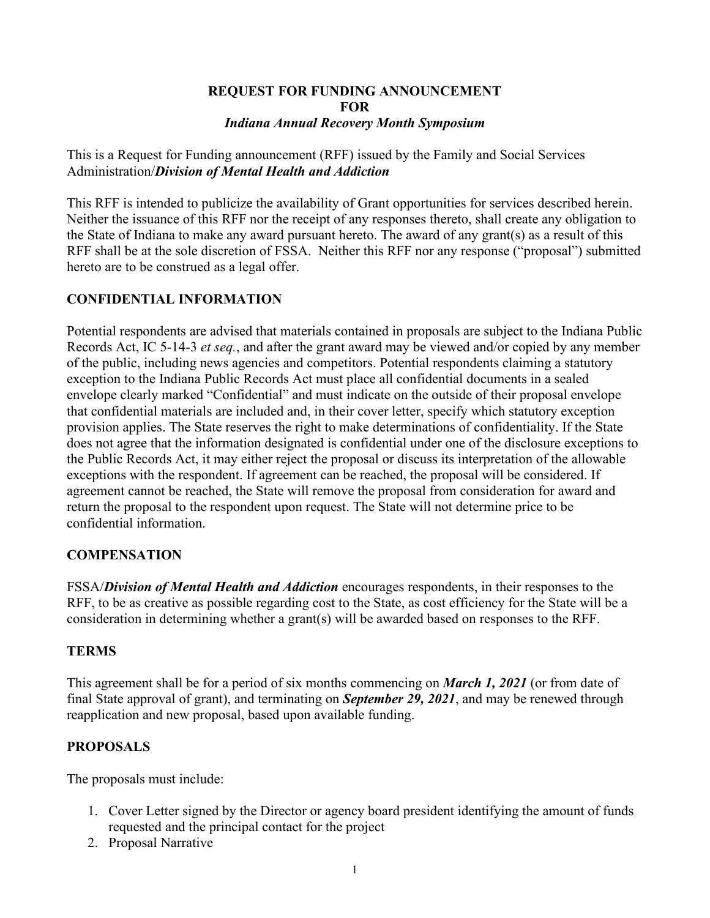# REQUEST FOR FUNDING ANNOUNCEMENT FOR *Indiana Annual Recovery Month Symposium*

This is a Request for Funding announcement (RFF) issued by the Family and Social Services Administration/***Division of Mental Health and Addiction***

This RFF is intended to publicize the availability of Grant opportunities for services described herein. Neither the issuance of this RFF nor the receipt of any responses thereto, shall create any obligation to the State of Indiana to make any award pursuant hereto. The award of any grant(s) as a result of this RFF shall be at the sole discretion of FSSA. Neither this RFF nor any response ("proposal") submitted hereto are to be construed as a legal offer.

## CONFIDENTIAL INFORMATION

Potential respondents are advised that materials contained in proposals are subject to the Indiana Public Records Act, IC 5-14-3 *et seq.*, and after the grant award may be viewed and/or copied by any member of the public, including news agencies and competitors. Potential respondents claiming a statutory exception to the Indiana Public Records Act must place all confidential documents in a sealed envelope clearly marked "Confidential" and must indicate on the outside of their proposal envelope that confidential materials are included and, in their cover letter, specify which statutory exception provision applies. The State reserves the right to make determinations of confidentiality. If the State does not agree that the information designated is confidential under one of the disclosure exceptions to the Public Records Act, it may either reject the proposal or discuss its interpretation of the allowable exceptions with the respondent. If agreement can be reached, the proposal will be considered. If agreement cannot be reached, the State will remove the proposal from consideration for award and return the proposal to the respondent upon request. The State will not determine price to be confidential information.

## COMPENSATION

FSSA/***Division of Mental Health and Addiction*** encourages respondents, in their responses to the RFF, to be as creative as possible regarding cost to the State, as cost efficiency for the State will be a consideration in determining whether a grant(s) will be awarded based on responses to the RFF.

## TERMS

This agreement shall be for a period of six months commencing on ***March 1, 2021*** (or from date of final State approval of grant), and terminating on ***September 29, 2021***, and may be renewed through reapplication and new proposal, based upon available funding.

## PROPOSALS

The proposals must include:

1. Cover Letter signed by the Director or agency board president identifying the amount of funds requested and the principal contact for the project
2. Proposal Narrative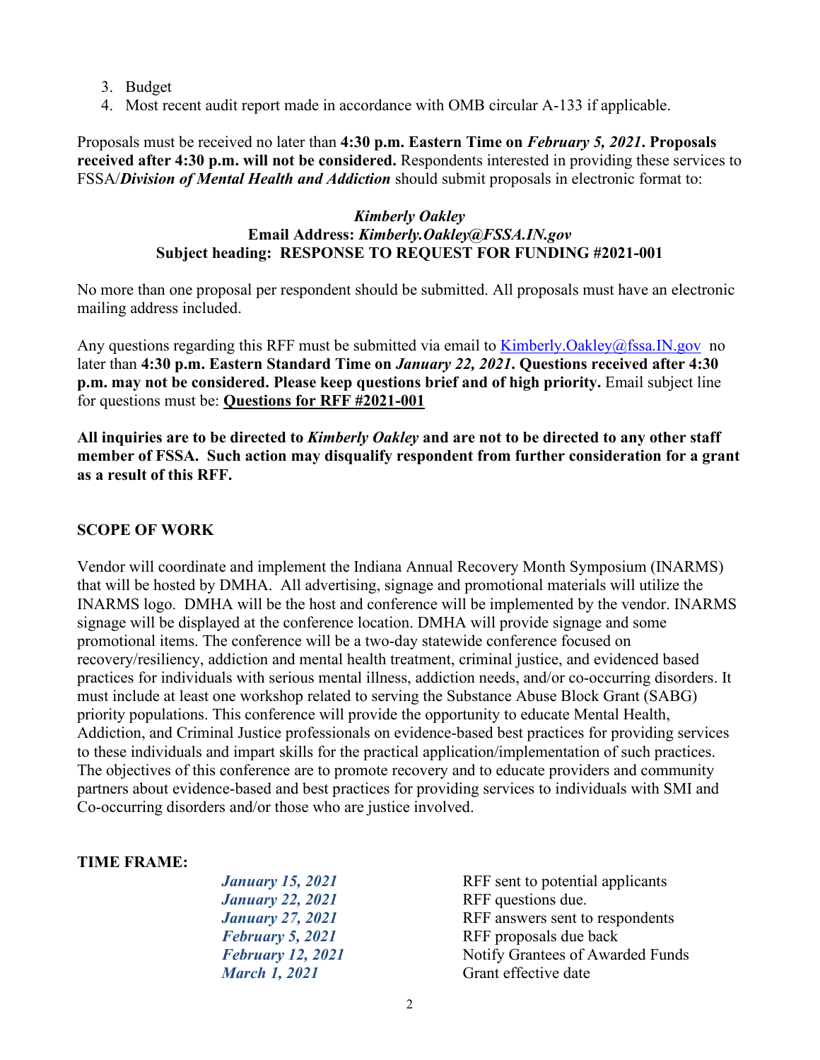3. Budget
4. Most recent audit report made in accordance with OMB circular A-133 if applicable.

Proposals must be received no later than **4:30 p.m. Eastern Time on *February 5, 2021*. Proposals received after 4:30 p.m. will not be considered.** Respondents interested in providing these services to FSSA/***Division of Mental Health and Addiction*** should submit proposals in electronic format to:

***Kimberly Oakley***
**Email Address: *Kimberly.Oakley@FSSA.IN.gov***
**Subject heading: RESPONSE TO REQUEST FOR FUNDING #2021-001**

No more than one proposal per respondent should be submitted. All proposals must have an electronic mailing address included.

Any questions regarding this RFF must be submitted via email to Kimberly.Oakley@fssa.IN.gov no later than **4:30 p.m. Eastern Standard Time on *January 22, 2021*. Questions received after 4:30 p.m. may not be considered. Please keep questions brief and of high priority.** Email subject line for questions must be: **Questions for RFF #2021-001**

**All inquiries are to be directed to *Kimberly Oakley* and are not to be directed to any other staff member of FSSA. Such action may disqualify respondent from further consideration for a grant as a result of this RFF.**

## SCOPE OF WORK

Vendor will coordinate and implement the Indiana Annual Recovery Month Symposium (INARMS) that will be hosted by DMHA. All advertising, signage and promotional materials will utilize the INARMS logo. DMHA will be the host and conference will be implemented by the vendor. INARMS signage will be displayed at the conference location. DMHA will provide signage and some promotional items. The conference will be a two-day statewide conference focused on recovery/resiliency, addiction and mental health treatment, criminal justice, and evidenced based practices for individuals with serious mental illness, addiction needs, and/or co-occurring disorders. It must include at least one workshop related to serving the Substance Abuse Block Grant (SABG) priority populations. This conference will provide the opportunity to educate Mental Health, Addiction, and Criminal Justice professionals on evidence-based best practices for providing services to these individuals and impart skills for the practical application/implementation of such practices. The objectives of this conference are to promote recovery and to educate providers and community partners about evidence-based and best practices for providing services to individuals with SMI and Co-occurring disorders and/or those who are justice involved.

## TIME FRAME:

| | |
|---|---|
| ***January 15, 2021*** | RFF sent to potential applicants |
| ***January 22, 2021*** | RFF questions due. |
| ***January 27, 2021*** | RFF answers sent to respondents |
| ***February 5, 2021*** | RFF proposals due back |
| ***February 12, 2021*** | Notify Grantees of Awarded Funds |
| ***March 1, 2021*** | Grant effective date |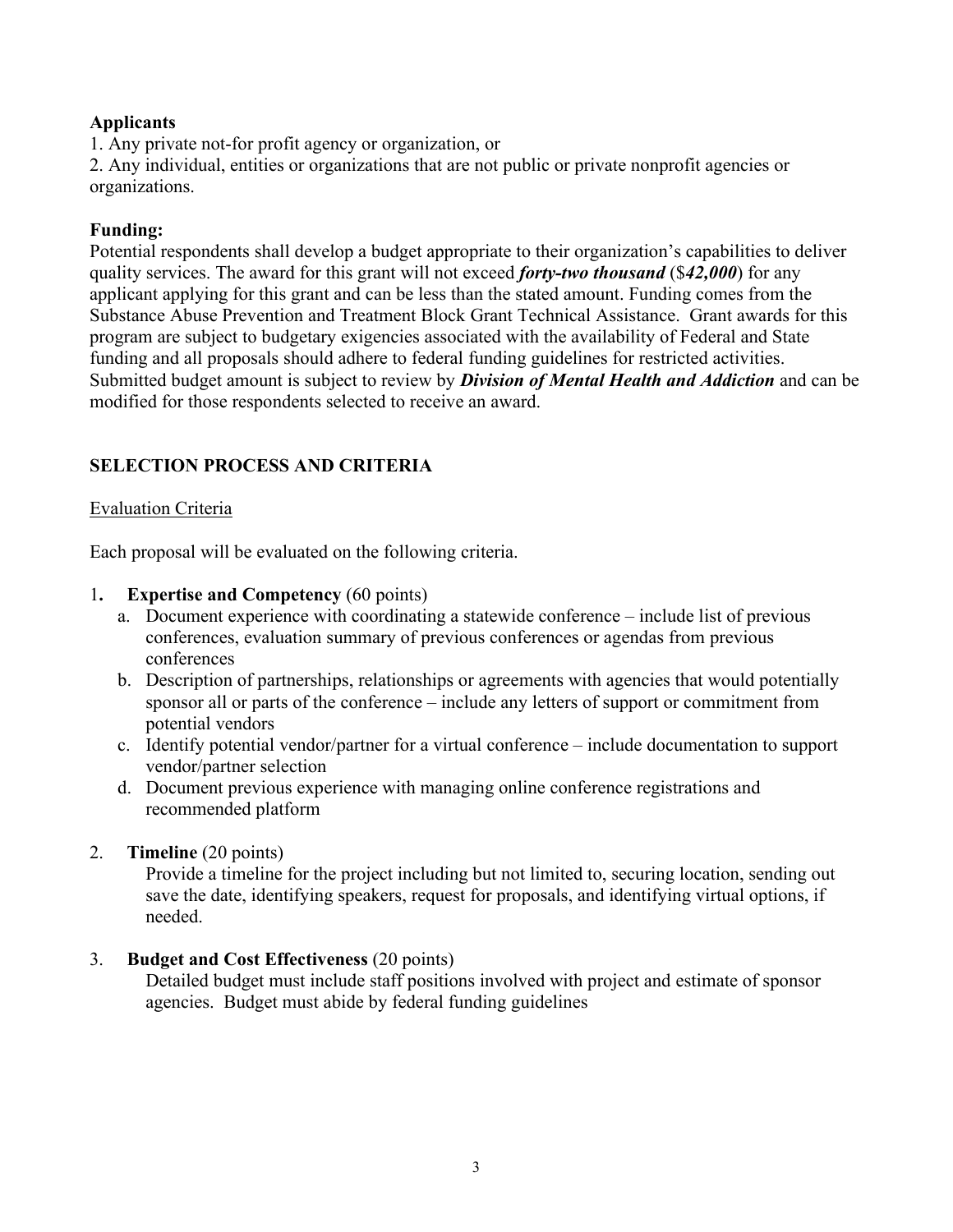**Applicants**

1. Any private not-for profit agency or organization, or
2. Any individual, entities or organizations that are not public or private nonprofit agencies or organizations.

**Funding:**

Potential respondents shall develop a budget appropriate to their organization's capabilities to deliver quality services. The award for this grant will not exceed ***forty-two thousand*** ($***42,000***) for any applicant applying for this grant and can be less than the stated amount. Funding comes from the Substance Abuse Prevention and Treatment Block Grant Technical Assistance. Grant awards for this program are subject to budgetary exigencies associated with the availability of Federal and State funding and all proposals should adhere to federal funding guidelines for restricted activities. Submitted budget amount is subject to review by ***Division of Mental Health and Addiction*** and can be modified for those respondents selected to receive an award.

## SELECTION PROCESS AND CRITERIA

Evaluation Criteria

Each proposal will be evaluated on the following criteria.

1. **Expertise and Competency** (60 points)
   a. Document experience with coordinating a statewide conference – include list of previous conferences, evaluation summary of previous conferences or agendas from previous conferences
   b. Description of partnerships, relationships or agreements with agencies that would potentially sponsor all or parts of the conference – include any letters of support or commitment from potential vendors
   c. Identify potential vendor/partner for a virtual conference – include documentation to support vendor/partner selection
   d. Document previous experience with managing online conference registrations and recommended platform

2. **Timeline** (20 points)
   Provide a timeline for the project including but not limited to, securing location, sending out save the date, identifying speakers, request for proposals, and identifying virtual options, if needed.

3. **Budget and Cost Effectiveness** (20 points)
   Detailed budget must include staff positions involved with project and estimate of sponsor agencies. Budget must abide by federal funding guidelines